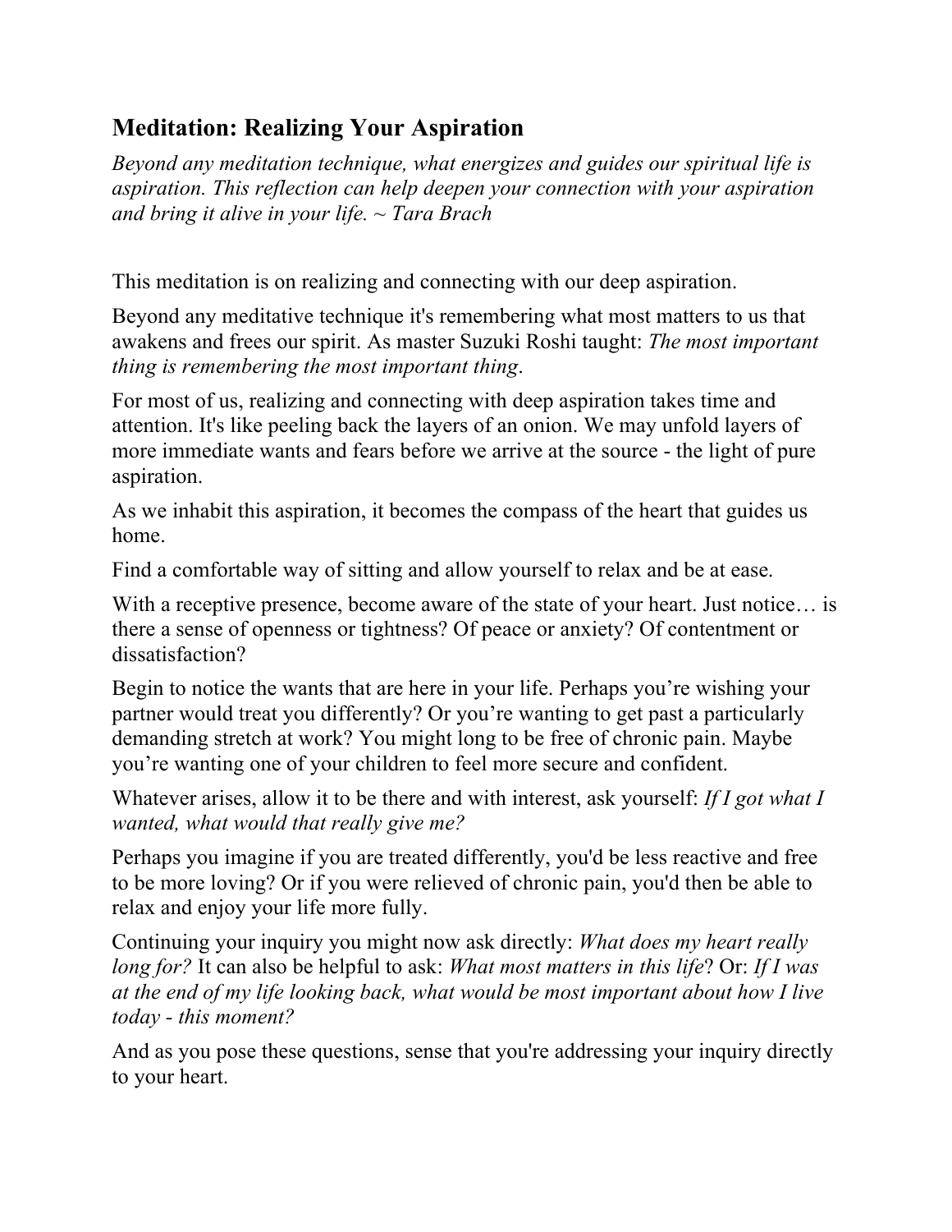## Meditation: Realizing Your Aspiration

*Beyond any meditation technique, what energizes and guides our spiritual life is aspiration. This reflection can help deepen your connection with your aspiration and bring it alive in your life. ~ Tara Brach*

This meditation is on realizing and connecting with our deep aspiration.

Beyond any meditative technique it's remembering what most matters to us that awakens and frees our spirit. As master Suzuki Roshi taught: *The most important thing is remembering the most important thing*.

For most of us, realizing and connecting with deep aspiration takes time and attention. It's like peeling back the layers of an onion. We may unfold layers of more immediate wants and fears before we arrive at the source - the light of pure aspiration.

As we inhabit this aspiration, it becomes the compass of the heart that guides us home.

Find a comfortable way of sitting and allow yourself to relax and be at ease.

With a receptive presence, become aware of the state of your heart. Just notice… is there a sense of openness or tightness? Of peace or anxiety? Of contentment or dissatisfaction?

Begin to notice the wants that are here in your life. Perhaps you're wishing your partner would treat you differently? Or you're wanting to get past a particularly demanding stretch at work? You might long to be free of chronic pain. Maybe you're wanting one of your children to feel more secure and confident.

Whatever arises, allow it to be there and with interest, ask yourself: *If I got what I wanted, what would that really give me?*

Perhaps you imagine if you are treated differently, you'd be less reactive and free to be more loving? Or if you were relieved of chronic pain, you'd then be able to relax and enjoy your life more fully.

Continuing your inquiry you might now ask directly: *What does my heart really long for?* It can also be helpful to ask: *What most matters in this life*? Or: *If I was at the end of my life looking back, what would be most important about how I live today - this moment?*

And as you pose these questions, sense that you're addressing your inquiry directly to your heart.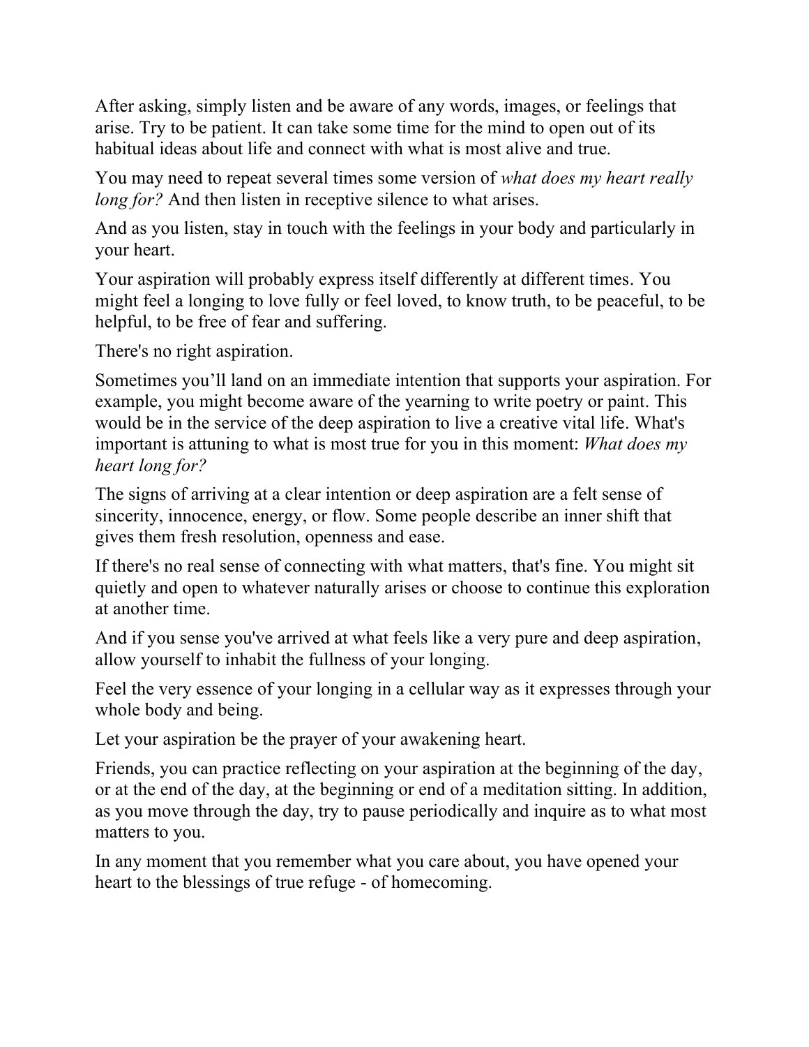After asking, simply listen and be aware of any words, images, or feelings that arise. Try to be patient. It can take some time for the mind to open out of its habitual ideas about life and connect with what is most alive and true.

You may need to repeat several times some version of *what does my heart really long for?* And then listen in receptive silence to what arises.

And as you listen, stay in touch with the feelings in your body and particularly in your heart.

Your aspiration will probably express itself differently at different times. You might feel a longing to love fully or feel loved, to know truth, to be peaceful, to be helpful, to be free of fear and suffering.

There's no right aspiration.

Sometimes you'll land on an immediate intention that supports your aspiration. For example, you might become aware of the yearning to write poetry or paint. This would be in the service of the deep aspiration to live a creative vital life. What's important is attuning to what is most true for you in this moment: *What does my heart long for?*

The signs of arriving at a clear intention or deep aspiration are a felt sense of sincerity, innocence, energy, or flow. Some people describe an inner shift that gives them fresh resolution, openness and ease.

If there's no real sense of connecting with what matters, that's fine. You might sit quietly and open to whatever naturally arises or choose to continue this exploration at another time.

And if you sense you've arrived at what feels like a very pure and deep aspiration, allow yourself to inhabit the fullness of your longing.

Feel the very essence of your longing in a cellular way as it expresses through your whole body and being.

Let your aspiration be the prayer of your awakening heart.

Friends, you can practice reflecting on your aspiration at the beginning of the day, or at the end of the day, at the beginning or end of a meditation sitting. In addition, as you move through the day, try to pause periodically and inquire as to what most matters to you.

In any moment that you remember what you care about, you have opened your heart to the blessings of true refuge - of homecoming.